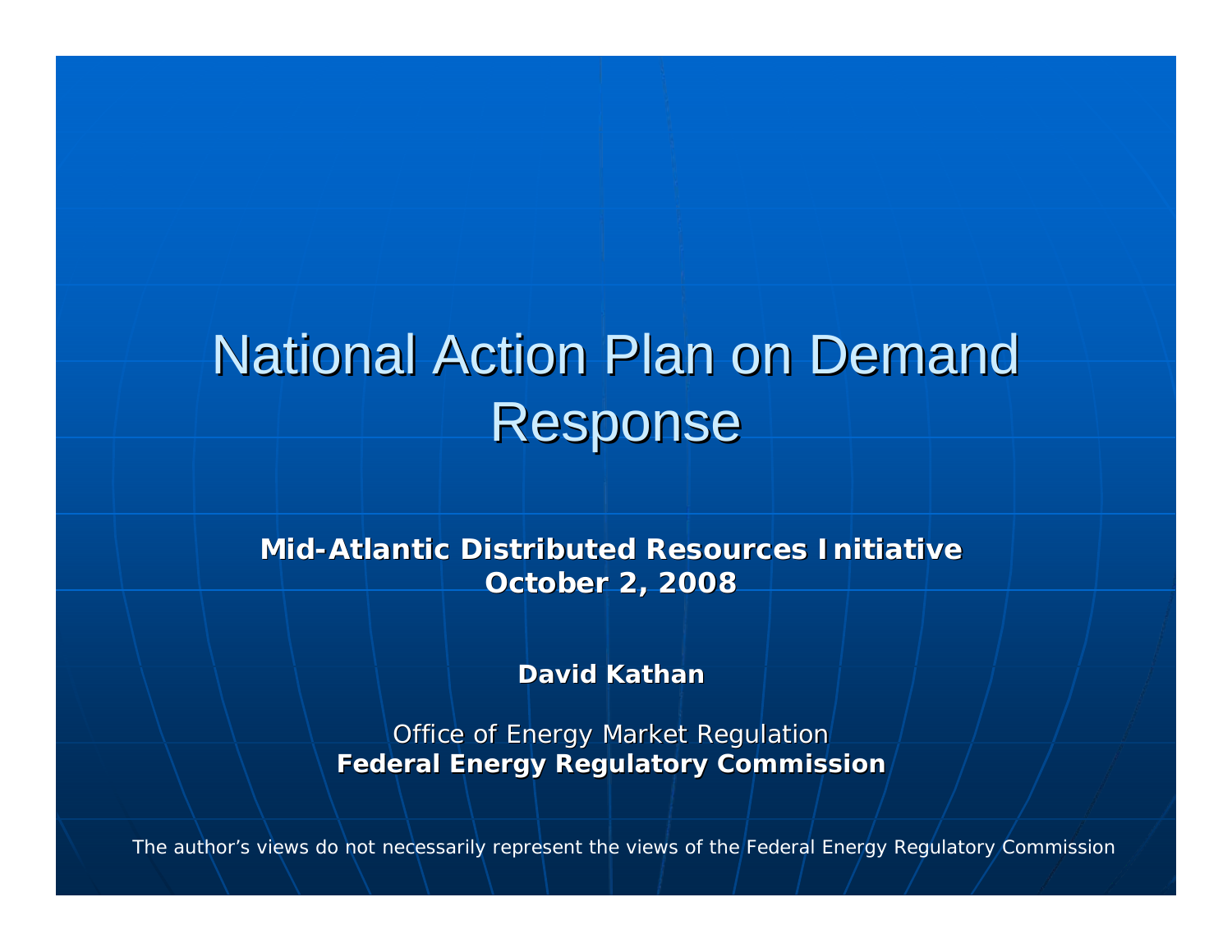# National Action Plan on Demand Response

**Mid-Atlantic Distributed Resources Initiative**
**October 2, 2008**

**David Kathan**

Office of Energy Market Regulation
**Federal Energy Regulatory Commission**

The author's views do not necessarily represent the views of the Federal Energy Regulatory Commission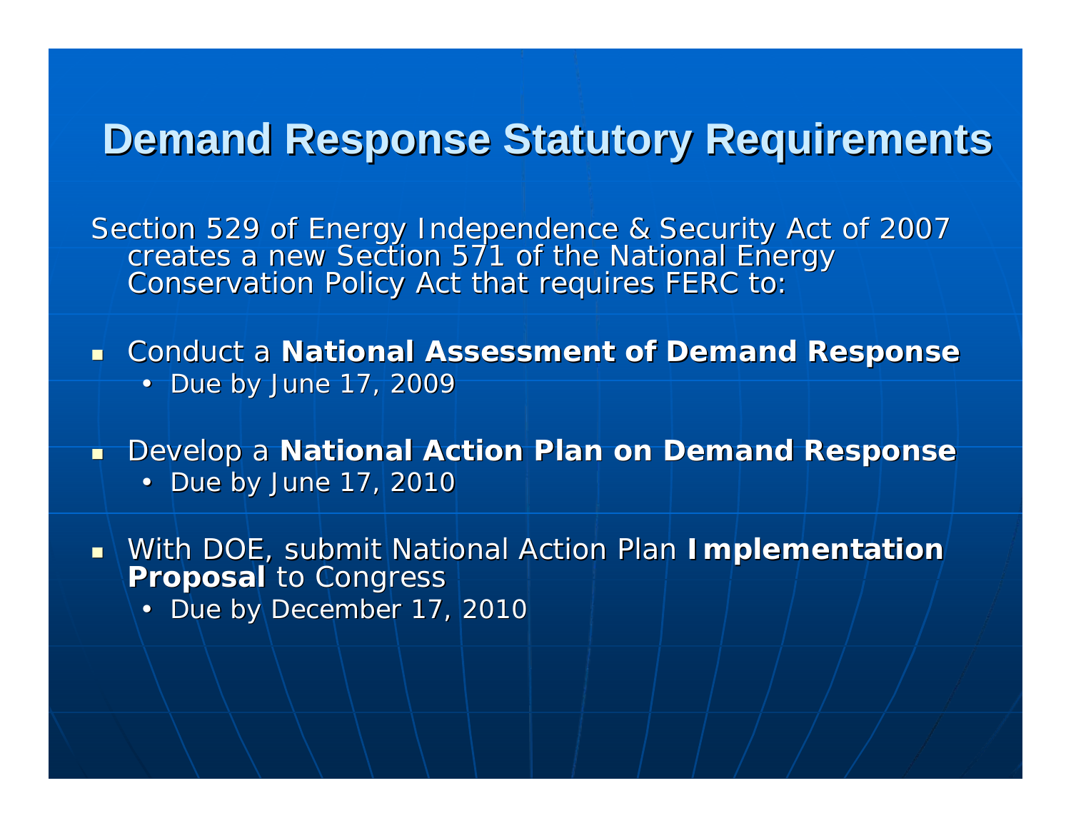# Demand Response Statutory Requirements

Section 529 of Energy Independence & Security Act of 2007 creates a new Section 571 of the National Energy Conservation Policy Act that requires FERC to:

- Conduct a **National Assessment of Demand Response**
  - Due by June 17, 2009
- Develop a **National Action Plan on Demand Response**
  - Due by June 17, 2010
- With DOE, submit National Action Plan **Implementation Proposal** to Congress
  - Due by December 17, 2010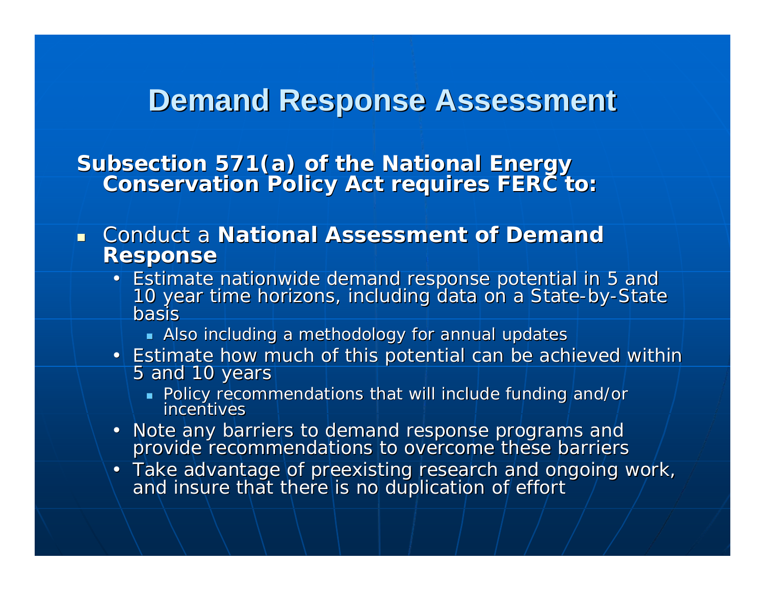# Demand Response Assessment

**Subsection 571(a) of the National Energy Conservation Policy Act requires FERC to:**

- Conduct a **National Assessment of Demand Response**
  - Estimate nationwide demand response potential in 5 and 10 year time horizons, including data on a State-by-State basis
    - Also including a methodology for annual updates
  - Estimate how much of this potential can be achieved within 5 and 10 years
    - Policy recommendations that will include funding and/or incentives
  - Note any barriers to demand response programs and provide recommendations to overcome these barriers
  - Take advantage of preexisting research and ongoing work, and insure that there is no duplication of effort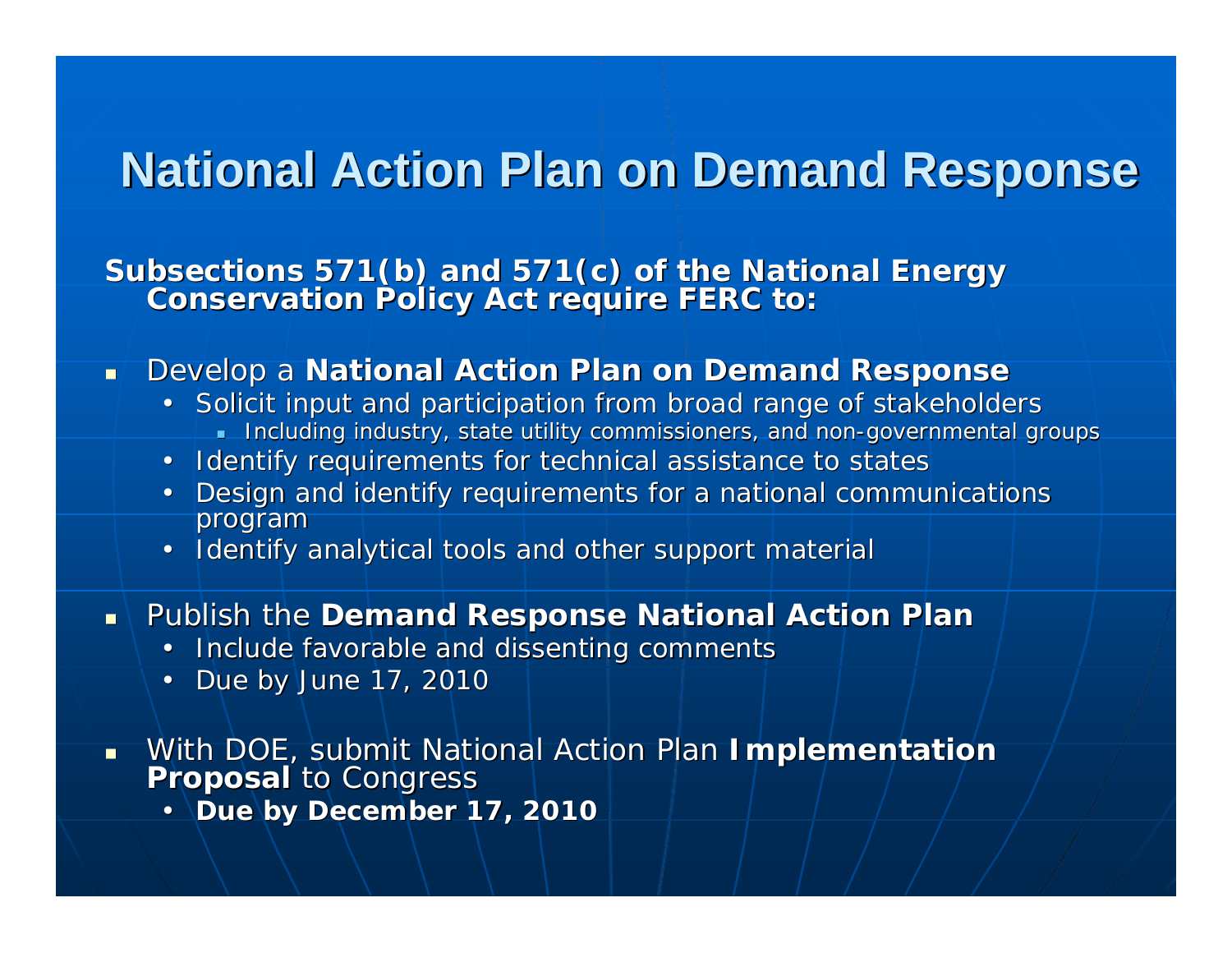# National Action Plan on Demand Response

**Subsections 571(b) and 571(c) of the National Energy Conservation Policy Act require FERC to:**

- Develop a **National Action Plan on Demand Response**
  - Solicit input and participation from broad range of stakeholders
    - Including industry, state utility commissioners, and non-governmental groups
  - Identify requirements for technical assistance to states
  - Design and identify requirements for a national communications program
  - Identify analytical tools and other support material
- Publish the **Demand Response National Action Plan**
  - Include favorable and dissenting comments
  - Due by June 17, 2010
- With DOE, submit National Action Plan **Implementation Proposal** to Congress
  - **Due by December 17, 2010**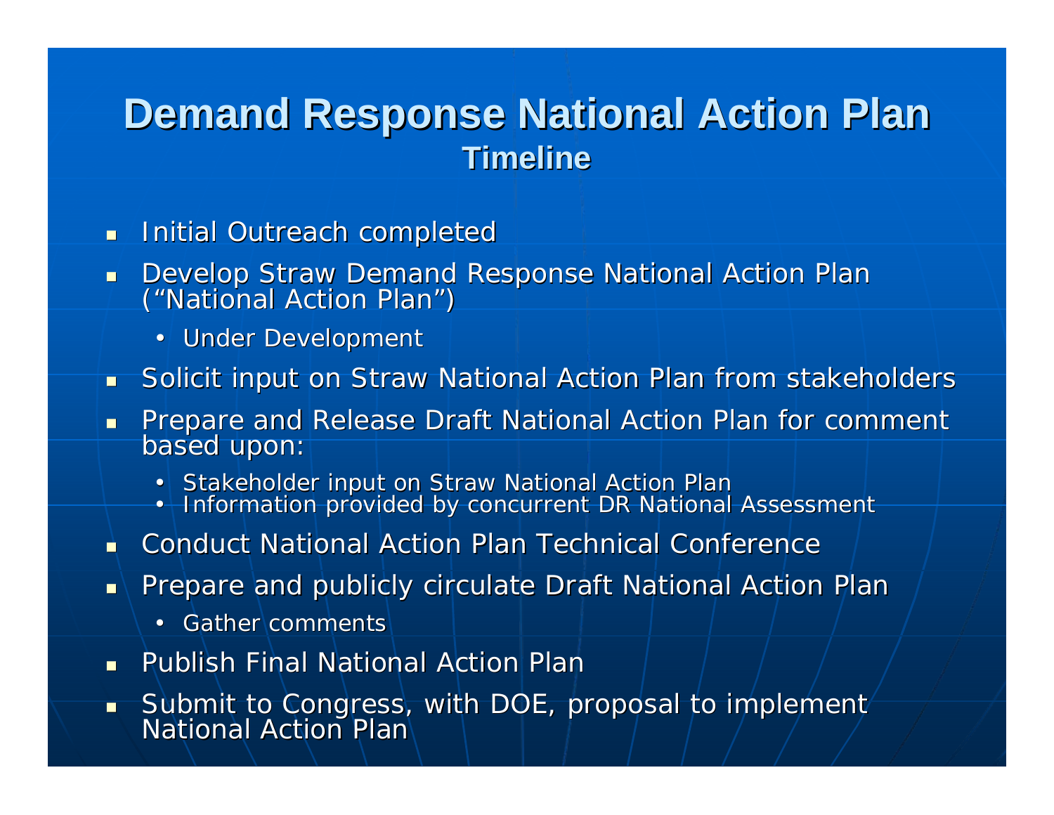# Demand Response National Action Plan

## Timeline

- Initial Outreach completed
- Develop Straw Demand Response National Action Plan ("National Action Plan")
  - Under Development
- Solicit input on Straw National Action Plan from stakeholders
- Prepare and Release Draft National Action Plan for comment based upon:
  - Stakeholder input on Straw National Action Plan
  - Information provided by concurrent DR National Assessment
- Conduct National Action Plan Technical Conference
- Prepare and publicly circulate Draft National Action Plan
  - Gather comments
- Publish Final National Action Plan
- Submit to Congress, with DOE, proposal to implement National Action Plan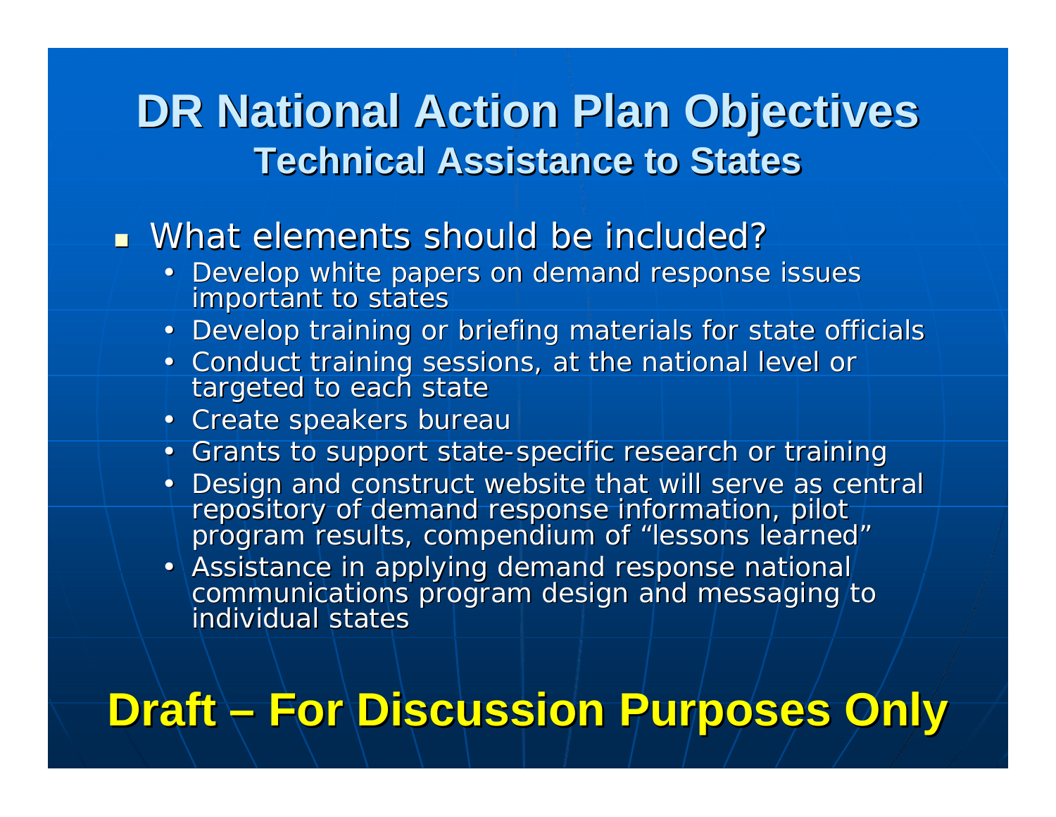# DR National Action Plan Objectives

## Technical Assistance to States

- What elements should be included?
  - Develop white papers on demand response issues important to states
  - Develop training or briefing materials for state officials
  - Conduct training sessions, at the national level or targeted to each state
  - Create speakers bureau
  - Grants to support state-specific research or training
  - Design and construct website that will serve as central repository of demand response information, pilot program results, compendium of "lessons learned"
  - Assistance in applying demand response national communications program design and messaging to individual states

**Draft – For Discussion Purposes Only**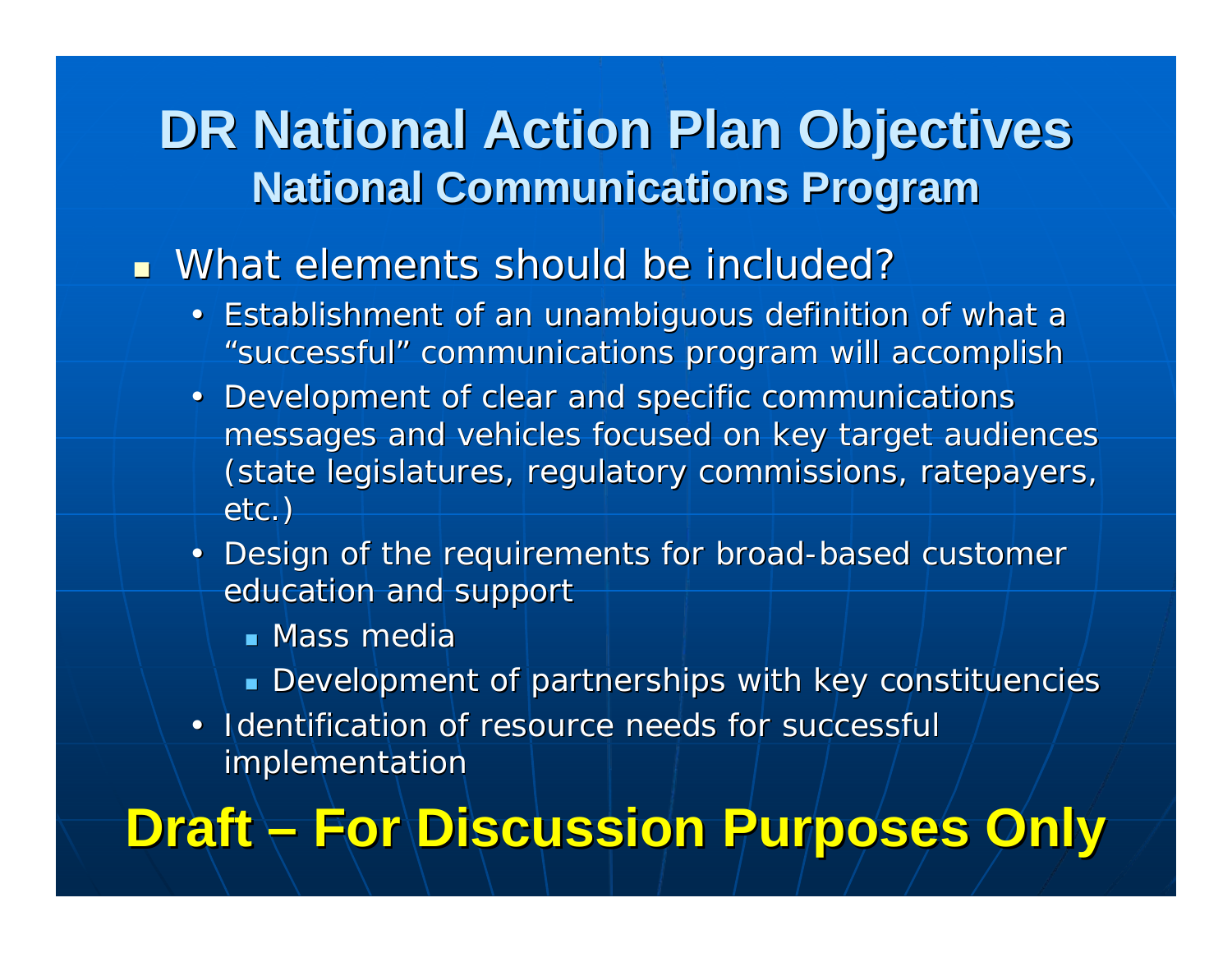# DR National Action Plan Objectives

## National Communications Program

- What elements should be included?
  - Establishment of an unambiguous definition of what a "successful" communications program will accomplish
  - Development of clear and specific communications messages and vehicles focused on key target audiences (state legislatures, regulatory commissions, ratepayers, etc.)
  - Design of the requirements for broad-based customer education and support
    - Mass media
    - Development of partnerships with key constituencies
  - Identification of resource needs for successful implementation

**Draft – For Discussion Purposes Only**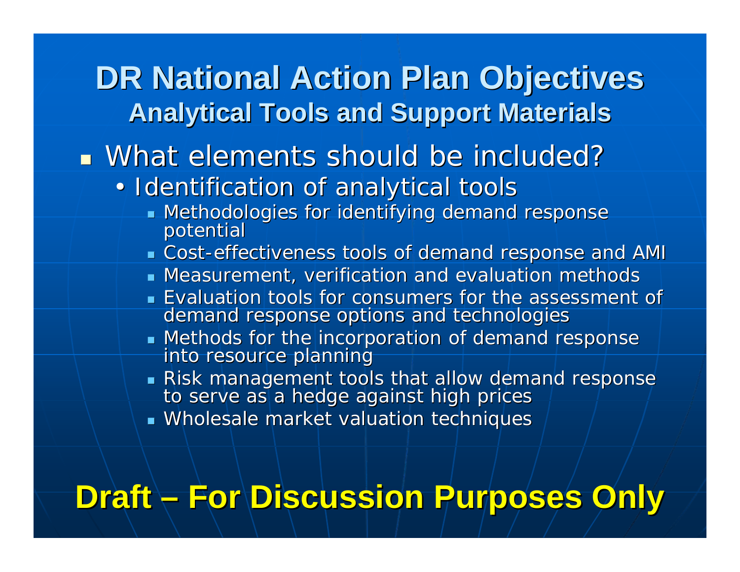# DR National Action Plan Objectives

## Analytical Tools and Support Materials

- What elements should be included?
  - Identification of analytical tools
    - Methodologies for identifying demand response potential
    - Cost-effectiveness tools of demand response and AMI
    - Measurement, verification and evaluation methods
    - Evaluation tools for consumers for the assessment of demand response options and technologies
    - Methods for the incorporation of demand response into resource planning
    - Risk management tools that allow demand response to serve as a hedge against high prices
    - Wholesale market valuation techniques

**Draft – For Discussion Purposes Only**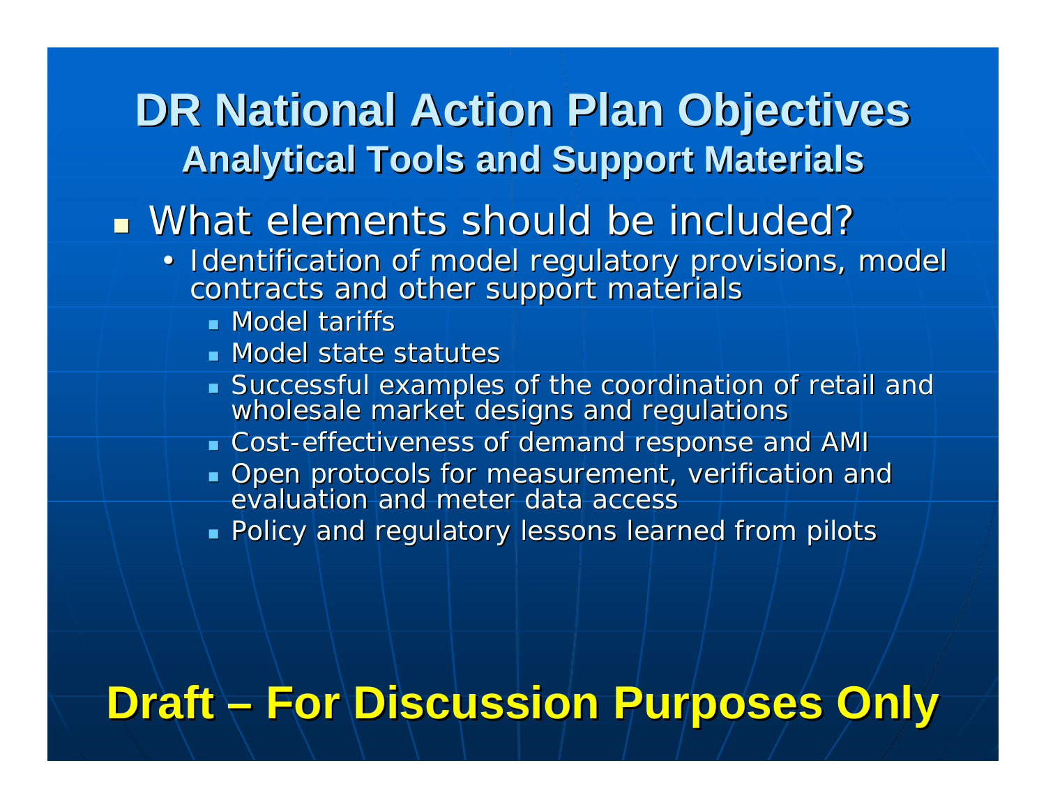# DR National Action Plan Objectives

## Analytical Tools and Support Materials

- What elements should be included?
  - Identification of model regulatory provisions, model contracts and other support materials
    - Model tariffs
    - Model state statutes
    - Successful examples of the coordination of retail and wholesale market designs and regulations
    - Cost-effectiveness of demand response and AMI
    - Open protocols for measurement, verification and evaluation and meter data access
    - Policy and regulatory lessons learned from pilots

**Draft – For Discussion Purposes Only**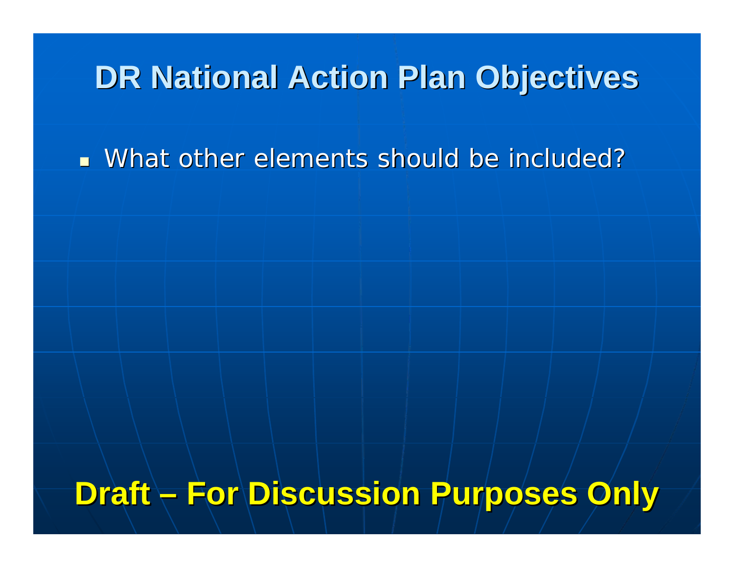# DR National Action Plan Objectives

- What other elements should be included?

**Draft – For Discussion Purposes Only**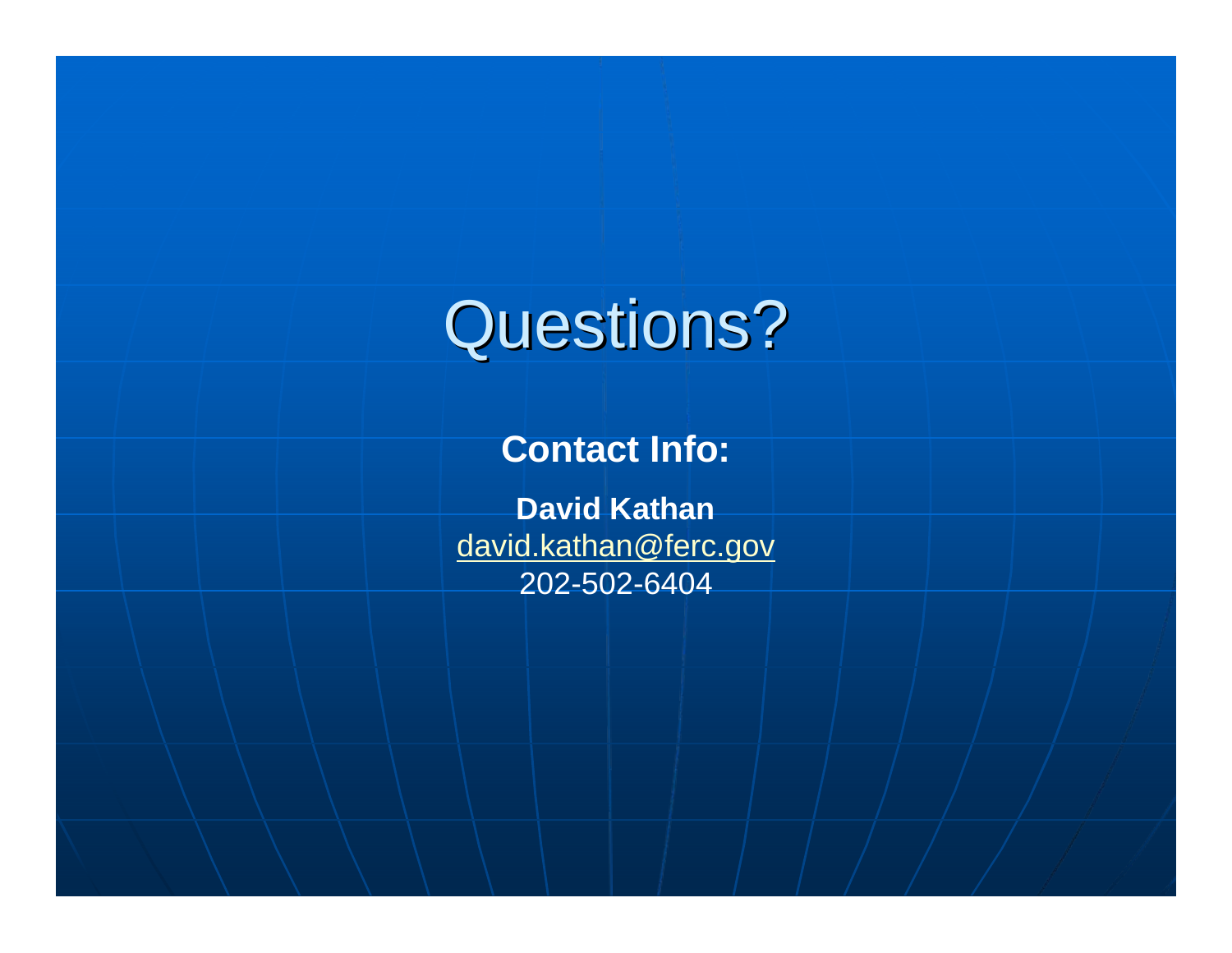# Questions?

**Contact Info:**

**David Kathan**
david.kathan@ferc.gov
202-502-6404